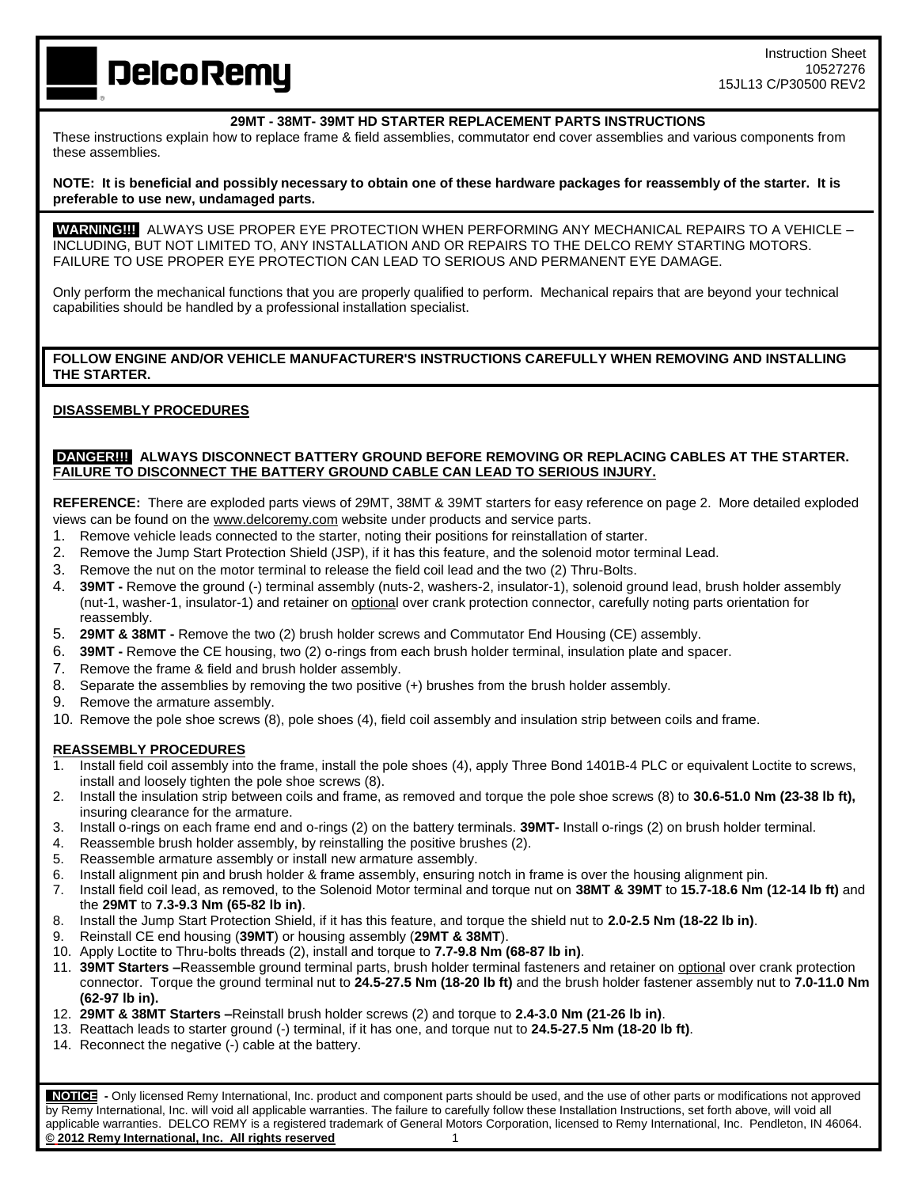**DelcoRemy**

Instruction Sheet
10527276
15JL13 C/P30500 REV2

## 29MT - 38MT- 39MT HD STARTER REPLACEMENT PARTS INSTRUCTIONS

These instructions explain how to replace frame & field assemblies, commutator end cover assemblies and various components from these assemblies.

**NOTE: It is beneficial and possibly necessary to obtain one of these hardware packages for reassembly of the starter. It is preferable to use new, undamaged parts.**

**WARNING!!!** ALWAYS USE PROPER EYE PROTECTION WHEN PERFORMING ANY MECHANICAL REPAIRS TO A VEHICLE – INCLUDING, BUT NOT LIMITED TO, ANY INSTALLATION AND OR REPAIRS TO THE DELCO REMY STARTING MOTORS. FAILURE TO USE PROPER EYE PROTECTION CAN LEAD TO SERIOUS AND PERMANENT EYE DAMAGE.

Only perform the mechanical functions that you are properly qualified to perform. Mechanical repairs that are beyond your technical capabilities should be handled by a professional installation specialist.

**FOLLOW ENGINE AND/OR VEHICLE MANUFACTURER'S INSTRUCTIONS CAREFULLY WHEN REMOVING AND INSTALLING THE STARTER.**

### DISASSEMBLY PROCEDURES

**DANGER!!! ALWAYS DISCONNECT BATTERY GROUND BEFORE REMOVING OR REPLACING CABLES AT THE STARTER. FAILURE TO DISCONNECT THE BATTERY GROUND CABLE CAN LEAD TO SERIOUS INJURY.**

**REFERENCE:** There are exploded parts views of 29MT, 38MT & 39MT starters for easy reference on page 2. More detailed exploded views can be found on the www.delcoremy.com website under products and service parts.

1. Remove vehicle leads connected to the starter, noting their positions for reinstallation of starter.
2. Remove the Jump Start Protection Shield (JSP), if it has this feature, and the solenoid motor terminal Lead.
3. Remove the nut on the motor terminal to release the field coil lead and the two (2) Thru-Bolts.
4. **39MT -** Remove the ground (-) terminal assembly (nuts-2, washers-2, insulator-1), solenoid ground lead, brush holder assembly (nut-1, washer-1, insulator-1) and retainer on optional over crank protection connector, carefully noting parts orientation for reassembly.
5. **29MT & 38MT -** Remove the two (2) brush holder screws and Commutator End Housing (CE) assembly.
6. **39MT -** Remove the CE housing, two (2) o-rings from each brush holder terminal, insulation plate and spacer.
7. Remove the frame & field and brush holder assembly.
8. Separate the assemblies by removing the two positive (+) brushes from the brush holder assembly.
9. Remove the armature assembly.
10. Remove the pole shoe screws (8), pole shoes (4), field coil assembly and insulation strip between coils and frame.

### REASSEMBLY PROCEDURES

1. Install field coil assembly into the frame, install the pole shoes (4), apply Three Bond 1401B-4 PLC or equivalent Loctite to screws, install and loosely tighten the pole shoe screws (8).
2. Install the insulation strip between coils and frame, as removed and torque the pole shoe screws (8) to **30.6-51.0 Nm (23-38 lb ft),** insuring clearance for the armature.
3. Install o-rings on each frame end and o-rings (2) on the battery terminals. **39MT-** Install o-rings (2) on brush holder terminal.
4. Reassemble brush holder assembly, by reinstalling the positive brushes (2).
5. Reassemble armature assembly or install new armature assembly.
6. Install alignment pin and brush holder & frame assembly, ensuring notch in frame is over the housing alignment pin.
7. Install field coil lead, as removed, to the Solenoid Motor terminal and torque nut on **38MT & 39MT** to **15.7-18.6 Nm (12-14 lb ft)** and the **29MT** to **7.3-9.3 Nm (65-82 lb in)**.
8. Install the Jump Start Protection Shield, if it has this feature, and torque the shield nut to **2.0-2.5 Nm (18-22 lb in)**.
9. Reinstall CE end housing (**39MT**) or housing assembly (**29MT & 38MT**).
10. Apply Loctite to Thru-bolts threads (2), install and torque to **7.7-9.8 Nm (68-87 lb in)**.
11. **39MT Starters –**Reassemble ground terminal parts, brush holder terminal fasteners and retainer on optional over crank protection connector. Torque the ground terminal nut to **24.5-27.5 Nm (18-20 lb ft)** and the brush holder fastener assembly nut to **7.0-11.0 Nm (62-97 lb in).**
12. **29MT & 38MT Starters –**Reinstall brush holder screws (2) and torque to **2.4-3.0 Nm (21-26 lb in)**.
13. Reattach leads to starter ground (-) terminal, if it has one, and torque nut to **24.5-27.5 Nm (18-20 lb ft)**.
14. Reconnect the negative (-) cable at the battery.

**NOTICE -** Only licensed Remy International, Inc. product and component parts should be used, and the use of other parts or modifications not approved by Remy International, Inc. will void all applicable warranties. The failure to carefully follow these Installation Instructions, set forth above, will void all applicable warranties. DELCO REMY is a registered trademark of General Motors Corporation, licensed to Remy International, Inc. Pendleton, IN 46064.
**© 2012 Remy International, Inc. All rights reserved**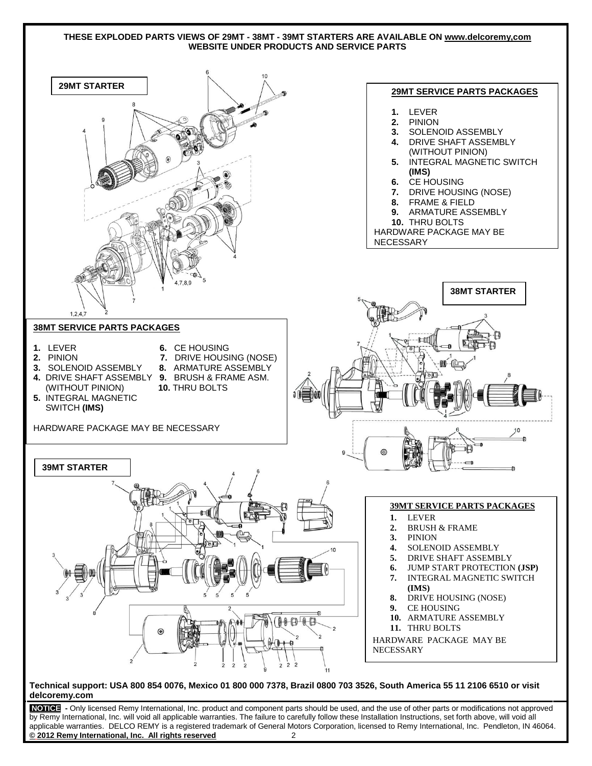**THESE EXPLODED PARTS VIEWS OF 29MT - 38MT - 39MT STARTERS ARE AVAILABLE ON www.delcoremy,com WEBSITE UNDER PRODUCTS AND SERVICE PARTS**

## 29MT STARTER

### 29MT SERVICE PARTS PACKAGES

1. LEVER
2. PINION
3. SOLENOID ASSEMBLY
4. DRIVE SHAFT ASSEMBLY (WITHOUT PINION)
5. INTEGRAL MAGNETIC SWITCH **(IMS)**
6. CE HOUSING
7. DRIVE HOUSING (NOSE)
8. FRAME & FIELD
9. ARMATURE ASSEMBLY
10. THRU BOLTS

HARDWARE PACKAGE MAY BE NECESSARY

## 38MT STARTER

### 38MT SERVICE PARTS PACKAGES

1. LEVER
2. PINION
3. SOLENOID ASSEMBLY
4. DRIVE SHAFT ASSEMBLY (WITHOUT PINION)
5. INTEGRAL MAGNETIC SWITCH **(IMS)**
6. CE HOUSING
7. DRIVE HOUSING (NOSE)
8. ARMATURE ASSEMBLY
9. BRUSH & FRAME ASM.
10. THRU BOLTS

HARDWARE PACKAGE MAY BE NECESSARY

## 39MT STARTER

### 39MT SERVICE PARTS PACKAGES

1. LEVER
2. BRUSH & FRAME
3. PINION
4. SOLENOID ASSEMBLY
5. DRIVE SHAFT ASSEMBLY
6. JUMP START PROTECTION **(JSP)**
7. INTEGRAL MAGNETIC SWITCH **(IMS)**
8. DRIVE HOUSING (NOSE)
9. CE HOUSING
10. ARMATURE ASSEMBLY
11. THRU BOLTS

HARDWARE PACKAGE MAY BE NECESSARY

**Technical support: USA 800 854 0076, Mexico 01 800 000 7378, Brazil 0800 703 3526, South America 55 11 2106 6510 or visit delcoremy.com**

**NOTICE** - Only licensed Remy International, Inc. product and component parts should be used, and the use of other parts or modifications not approved by Remy International, Inc. will void all applicable warranties. The failure to carefully follow these Installation Instructions, set forth above, will void all applicable warranties. DELCO REMY is a registered trademark of General Motors Corporation, licensed to Remy International, Inc. Pendleton, IN 46064.
**© 2012 Remy International, Inc. All rights reserved**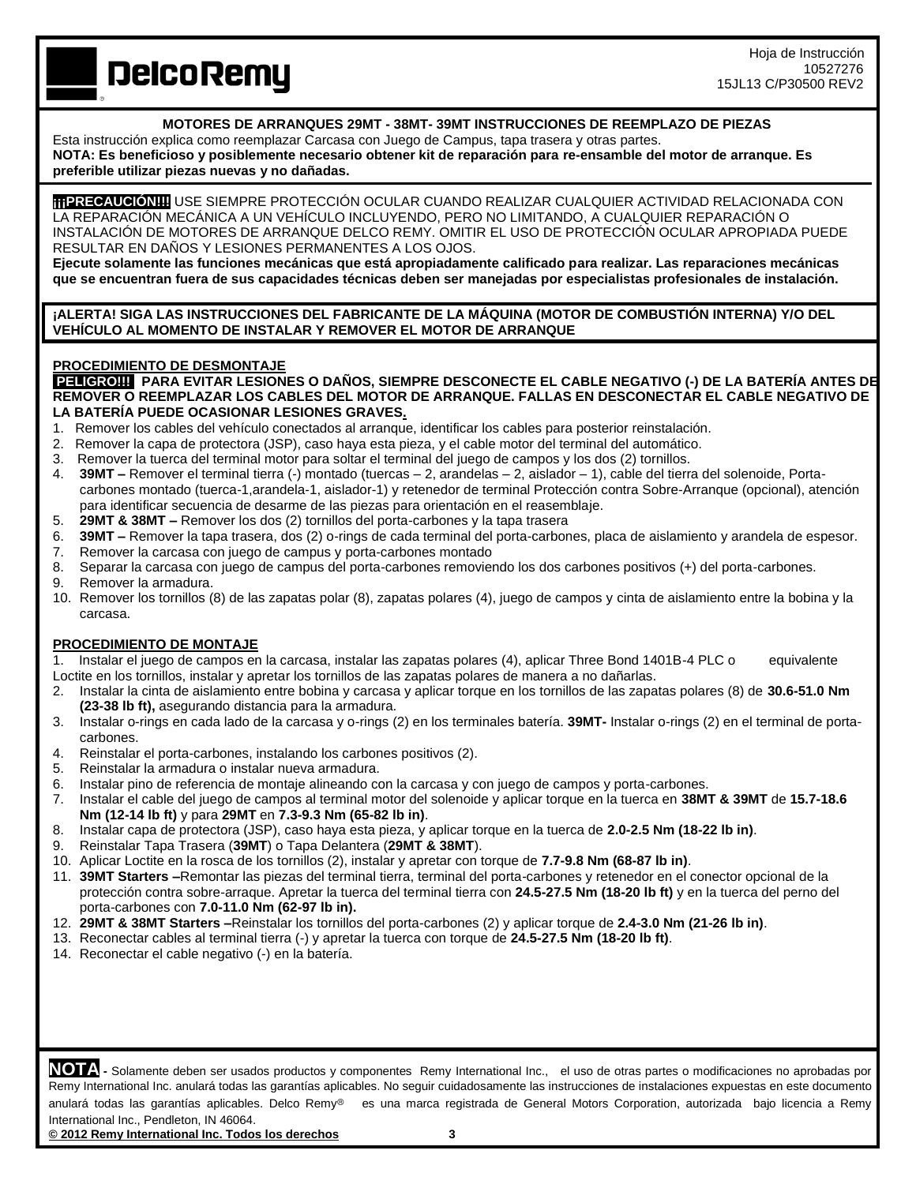Hoja de Instrucción
10527276
15JL13 C/P30500 REV2

**MOTORES DE ARRANQUES 29MT - 38MT- 39MT INSTRUCCIONES DE REEMPLAZO DE PIEZAS**

Esta instrucción explica como reemplazar Carcasa con Juego de Campus, tapa trasera y otras partes.

**NOTA: Es beneficioso y posiblemente necesario obtener kit de reparación para re-ensamble del motor de arranque. Es preferible utilizar piezas nuevas y no dañadas.**

**¡¡¡PRECAUCIÓN!!!** USE SIEMPRE PROTECCIÓN OCULAR CUANDO REALIZAR CUALQUIER ACTIVIDAD RELACIONADA CON LA REPARACIÓN MECÁNICA A UN VEHÍCULO INCLUYENDO, PERO NO LIMITANDO, A CUALQUIER REPARACIÓN O INSTALACIÓN DE MOTORES DE ARRANQUE DELCO REMY. OMITIR EL USO DE PROTECCIÓN OCULAR APROPIADA PUEDE RESULTAR EN DAÑOS Y LESIONES PERMANENTES A LOS OJOS.

**Ejecute solamente las funciones mecánicas que está apropiadamente calificado para realizar. Las reparaciones mecánicas que se encuentran fuera de sus capacidades técnicas deben ser manejadas por especialistas profesionales de instalación.**

**¡ALERTA! SIGA LAS INSTRUCCIONES DEL FABRICANTE DE LA MÁQUINA (MOTOR DE COMBUSTIÓN INTERNA) Y/O DEL VEHÍCULO AL MOMENTO DE INSTALAR Y REMOVER EL MOTOR DE ARRANQUE**

**PROCEDIMIENTO DE DESMONTAJE**

**PELIGRO!!! PARA EVITAR LESIONES O DAÑOS, SIEMPRE DESCONECTE EL CABLE NEGATIVO (-) DE LA BATERÍA ANTES DE REMOVER O REEMPLAZAR LOS CABLES DEL MOTOR DE ARRANQUE. FALLAS EN DESCONECTAR EL CABLE NEGATIVO DE LA BATERÍA PUEDE OCASIONAR LESIONES GRAVES.**

1. Remover los cables del vehículo conectados al arranque, identificar los cables para posterior reinstalación.
2. Remover la capa de protectora (JSP), caso haya esta pieza, y el cable motor del terminal del automático.
3. Remover la tuerca del terminal motor para soltar el terminal del juego de campos y los dos (2) tornillos.
4. **39MT –** Remover el terminal tierra (-) montado (tuercas – 2, arandelas – 2, aislador – 1), cable del tierra del solenoide, Porta-carbones montado (tuerca-1,arandela-1, aislador-1) y retenedor de terminal Protección contra Sobre-Arranque (opcional), atención para identificar secuencia de desarme de las piezas para orientación en el reasemblaje.
5. **29MT & 38MT –** Remover los dos (2) tornillos del porta-carbones y la tapa trasera
6. **39MT –** Remover la tapa trasera, dos (2) o-rings de cada terminal del porta-carbones, placa de aislamiento y arandela de espesor.
7. Remover la carcasa con juego de campus y porta-carbones montado
8. Separar la carcasa con juego de campus del porta-carbones removiendo los dos carbones positivos (+) del porta-carbones.
9. Remover la armadura.
10. Remover los tornillos (8) de las zapatas polar (8), zapatas polares (4), juego de campos y cinta de aislamiento entre la bobina y la carcasa.

**PROCEDIMIENTO DE MONTAJE**

1. Instalar el juego de campos en la carcasa, instalar las zapatas polares (4), aplicar Three Bond 1401B-4 PLC o equivalente Loctite en los tornillos, instalar y apretar los tornillos de las zapatas polares de manera a no dañarlas.
2. Instalar la cinta de aislamiento entre bobina y carcasa y aplicar torque en los tornillos de las zapatas polares (8) de **30.6-51.0 Nm (23-38 lb ft),** asegurando distancia para la armadura.
3. Instalar o-rings en cada lado de la carcasa y o-rings (2) en los terminales batería. **39MT-** Instalar o-rings (2) en el terminal de porta-carbones.
4. Reinstalar el porta-carbones, instalando los carbones positivos (2).
5. Reinstalar la armadura o instalar nueva armadura.
6. Instalar pino de referencia de montaje alineando con la carcasa y con juego de campos y porta-carbones.
7. Instalar el cable del juego de campos al terminal motor del solenoide y aplicar torque en la tuerca en **38MT & 39MT** de **15.7-18.6 Nm (12-14 lb ft)** y para **29MT** en **7.3-9.3 Nm (65-82 lb in)**.
8. Instalar capa de protectora (JSP), caso haya esta pieza, y aplicar torque en la tuerca de **2.0-2.5 Nm (18-22 lb in)**.
9. Reinstalar Tapa Trasera (**39MT**) o Tapa Delantera (**29MT & 38MT**).
10. Aplicar Loctite en la rosca de los tornillos (2), instalar y apretar con torque de **7.7-9.8 Nm (68-87 lb in)**.
11. **39MT Starters –**Remontar las piezas del terminal tierra, terminal del porta-carbones y retenedor en el conector opcional de la protección contra sobre-arraque. Apretar la tuerca del terminal tierra con **24.5-27.5 Nm (18-20 lb ft)** y en la tuerca del perno del porta-carbones con **7.0-11.0 Nm (62-97 lb in).**
12. **29MT & 38MT Starters –**Reinstalar los tornillos del porta-carbones (2) y aplicar torque de **2.4-3.0 Nm (21-26 lb in)**.
13. Reconectar cables al terminal tierra (-) y apretar la tuerca con torque de **24.5-27.5 Nm (18-20 lb ft)**.
14. Reconectar el cable negativo (-) en la batería.

**NOTA -** Solamente deben ser usados productos y componentes Remy International Inc., el uso de otras partes o modificaciones no aprobadas por Remy International Inc. anulará todas las garantías aplicables. No seguir cuidadosamente las instrucciones de instalaciones expuestas en este documento anulará todas las garantías aplicables. Delco Remy® es una marca registrada de General Motors Corporation, autorizada bajo licencia a Remy International Inc., Pendleton, IN 46064.

**© 2012 Remy International Inc. Todos los derechos**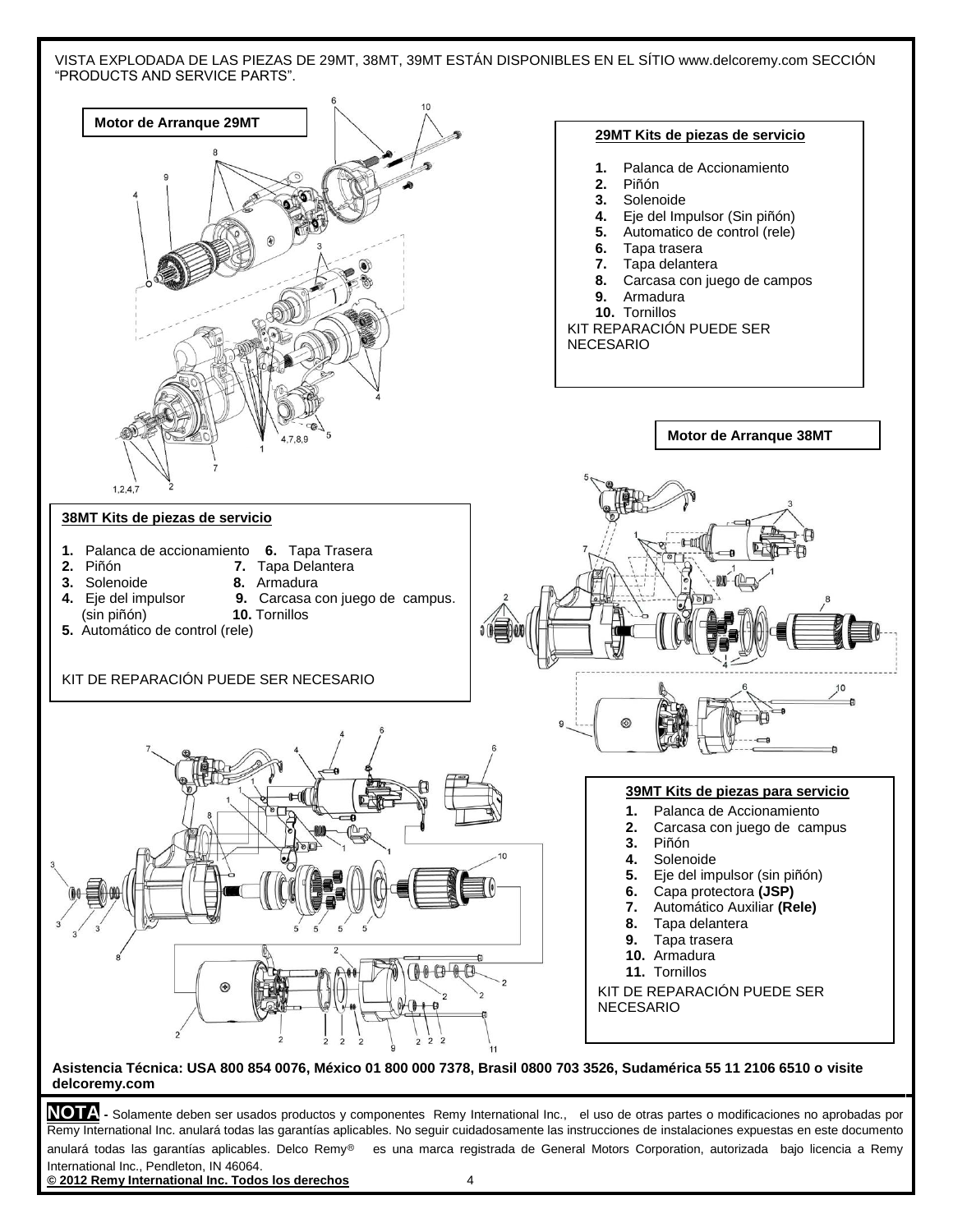VISTA EXPLODADA DE LAS PIEZAS DE 29MT, 38MT, 39MT ESTÁN DISPONIBLES EN EL SÍTIO www.delcoremy.com SECCIÓN "PRODUCTS AND SERVICE PARTS".

**Motor de Arranque 29MT**

**29MT Kits de piezas de servicio**

1. Palanca de Accionamiento
2. Piñón
3. Solenoide
4. Eje del Impulsor (Sin piñón)
5. Automatico de control (rele)
6. Tapa trasera
7. Tapa delantera
8. Carcasa con juego de campos
9. Armadura
10. Tornillos

KIT REPARACIÓN PUEDE SER NECESARIO

**Motor de Arranque 38MT**

**38MT Kits de piezas de servicio**

1. Palanca de accionamiento
2. Piñón
3. Solenoide
4. Eje del impulsor (sin piñón)
5. Automático de control (rele)
6. Tapa Trasera
7. Tapa Delantera
8. Armadura
9. Carcasa con juego de campus.
10. Tornillos

KIT DE REPARACIÓN PUEDE SER NECESARIO

**39MT Kits de piezas para servicio**

1. Palanca de Accionamiento
2. Carcasa con juego de campus
3. Piñón
4. Solenoide
5. Eje del impulsor (sin piñón)
6. Capa protectora **(JSP)**
7. Automático Auxiliar **(Rele)**
8. Tapa delantera
9. Tapa trasera
10. Armadura
11. Tornillos

KIT DE REPARACIÓN PUEDE SER NECESARIO

**Asistencia Técnica: USA 800 854 0076, México 01 800 000 7378, Brasil 0800 703 3526, Sudamérica 55 11 2106 6510 o visite delcoremy.com**

**NOTA** - Solamente deben ser usados productos y componentes Remy International Inc., el uso de otras partes o modificaciones no aprobadas por Remy International Inc. anulará todas las garantías aplicables. No seguir cuidadosamente las instrucciones de instalaciones expuestas en este documento anulará todas las garantías aplicables. Delco Remy® es una marca registrada de General Motors Corporation, autorizada bajo licencia a Remy International Inc., Pendleton, IN 46064.

**© 2012 Remy International Inc. Todos los derechos**